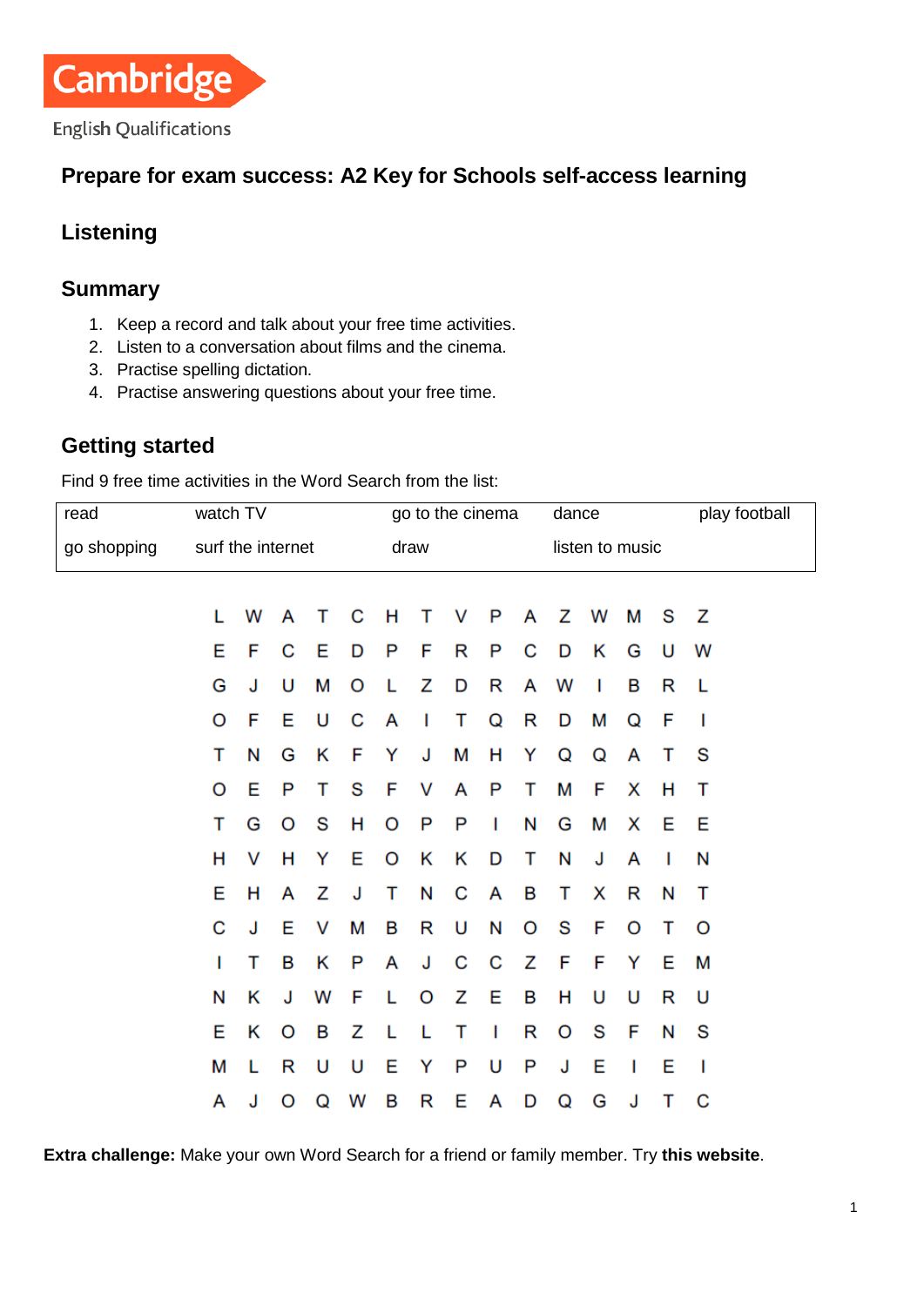Cambridge English Qualifications

# Prepare for exam success: A2 Key for Schools self-access learning

## Listening

## Summary

1. Keep a record and talk about your free time activities.
2. Listen to a conversation about films and the cinema.
3. Practise spelling dictation.
4. Practise answering questions about your free time.

## Getting started

Find 9 free time activities in the Word Search from the list:

| read | watch TV | go to the cinema | dance | play football |
|---|---|---|---|---|
| go shopping | surf the internet | draw | listen to music | |

```
L W A T C H T V P A Z W M S Z
E F C E D P F R P C D K G U W
G J U M O L Z D R A W I B R L
O F E U C A I T Q R D M Q F I
T N G K F Y J M H Y Q Q A T S
O E P T S F V A P T M F X H T
T G O S H O P P I N G M X E E
H V H Y E O K K D T N J A I N
E H A Z J T N C A B T X R N T
C J E V M B R U N O S F O T O
I T B K P A J C C Z F F Y E M
N K J W F L O Z E B H U U R U
E K O B Z L L T I R O S F N S
M L R U U E Y P U P J E I E I
A J O Q W B R E A D Q G J T C
```

**Extra challenge:** Make your own Word Search for a friend or family member. Try **this website**.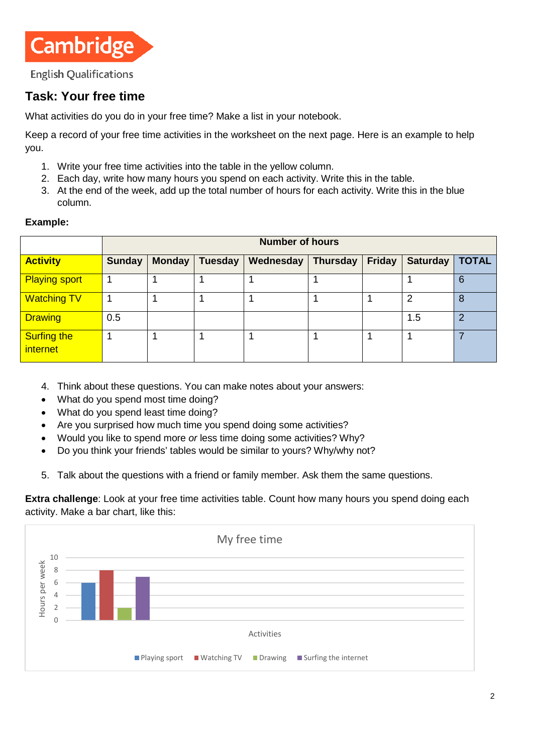Cambridge English Qualifications

## Task: Your free time

What activities do you do in your free time? Make a list in your notebook.

Keep a record of your free time activities in the worksheet on the next page. Here is an example to help you.

1. Write your free time activities into the table in the yellow column.
2. Each day, write how many hours you spend on each activity. Write this in the table.
3. At the end of the week, add up the total number of hours for each activity. Write this in the blue column.

**Example:**

| | Number of hours | | | | | | | |
|---|---|---|---|---|---|---|---|---|
| **Activity** | **Sunday** | **Monday** | **Tuesday** | **Wednesday** | **Thursday** | **Friday** | **Saturday** | **TOTAL** |
| Playing sport | 1 | 1 | 1 | 1 | 1 | | 1 | 6 |
| Watching TV | 1 | 1 | 1 | 1 | 1 | 1 | 2 | 8 |
| Drawing | 0.5 | | | | | | 1.5 | 2 |
| Surfing the internet | 1 | 1 | 1 | 1 | 1 | 1 | 1 | 7 |

4. Think about these questions. You can make notes about your answers:

- What do you spend most time doing?
- What do you spend least time doing?
- Are you surprised how much time you spend doing some activities?
- Would you like to spend more *or* less time doing some activities? Why?
- Do you think your friends' tables would be similar to yours? Why/why not?

5. Talk about the questions with a friend or family member. Ask them the same questions.

**Extra challenge**: Look at your free time activities table. Count how many hours you spend doing each activity. Make a bar chart, like this:

My free time

| Activities | Hours per week |
|---|---|
| Playing sport | 6 |
| Watching TV | 8 |
| Drawing | 2 |
| Surfing the internet | 7 |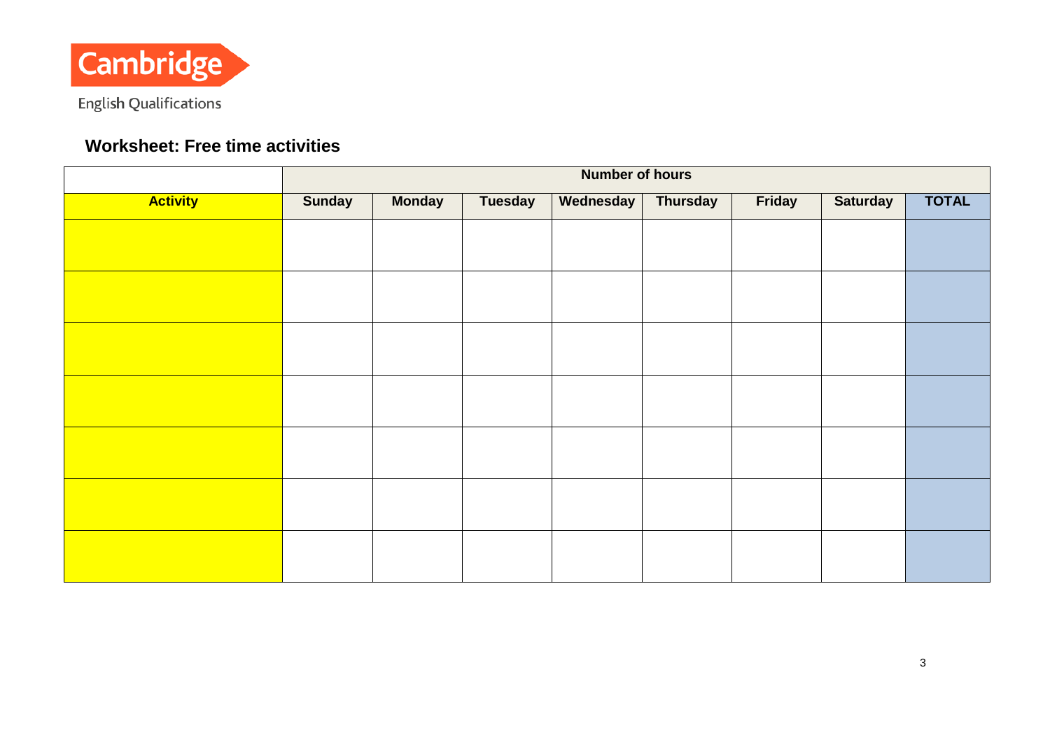Cambridge English Qualifications

## Worksheet: Free time activities

| | Number of hours | | | | | | | |
|---|---|---|---|---|---|---|---|---|
| **Activity** | **Sunday** | **Monday** | **Tuesday** | **Wednesday** | **Thursday** | **Friday** | **Saturday** | **TOTAL** |
| | | | | | | | | |
| | | | | | | | | |
| | | | | | | | | |
| | | | | | | | | |
| | | | | | | | | |
| | | | | | | | | |
| | | | | | | | | |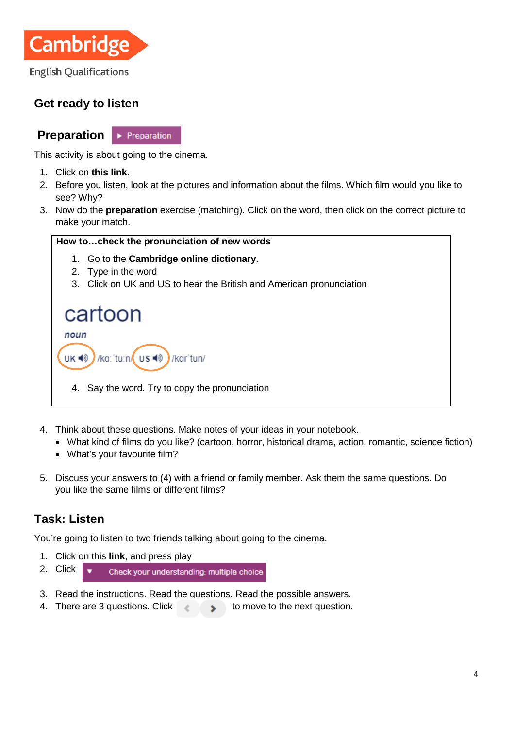## Get ready to listen

### Preparation

Preparation

This activity is about going to the cinema.

1. Click on **this link**.
2. Before you listen, look at the pictures and information about the films. Which film would you like to see? Why?
3. Now do the **preparation** exercise (matching). Click on the word, then click on the correct picture to make your match.

**How to…check the pronunciation of new words**

1. Go to the **Cambridge online dictionary**.
2. Type in the word
3. Click on UK and US to hear the British and American pronunciation

cartoon

*noun*

UK /kɑːˈtuːn/ US /kɑrˈtun/

4. Say the word. Try to copy the pronunciation

4. Think about these questions. Make notes of your ideas in your notebook.
   - What kind of films do you like? (cartoon, horror, historical drama, action, romantic, science fiction)
   - What's your favourite film?

5. Discuss your answers to (4) with a friend or family member. Ask them the same questions. Do you like the same films or different films?

## Task: Listen

You're going to listen to two friends talking about going to the cinema.

1. Click on this **link**, and press play
2. Click Check your understanding: multiple choice
3. Read the instructions. Read the questions. Read the possible answers.
4. There are 3 questions. Click < > to move to the next question.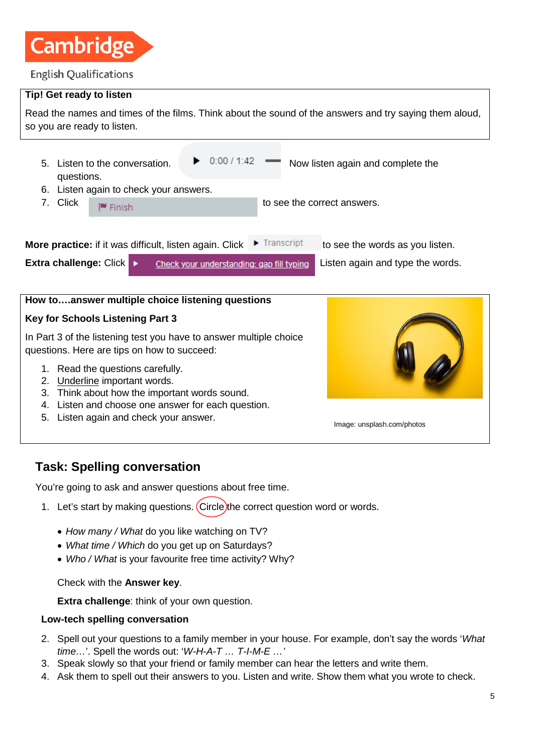Cambridge
English Qualifications

**Tip! Get ready to listen**

Read the names and times of the films. Think about the sound of the answers and try saying them aloud, so you are ready to listen.

5. Listen to the conversation. ▶ 0:00 / 1:42 Now listen again and complete the questions.
6. Listen again to check your answers.
7. Click Finish to see the correct answers.

**More practice:** if it was difficult, listen again. Click ▶ Transcript to see the words as you listen.

**Extra challenge:** Click Check your understanding: gap fill typing Listen again and type the words.

**How to….answer multiple choice listening questions**

**Key for Schools Listening Part 3**

In Part 3 of the listening test you have to answer multiple choice questions. Here are tips on how to succeed:

1. Read the questions carefully.
2. Underline important words.
3. Think about how the important words sound.
4. Listen and choose one answer for each question.
5. Listen again and check your answer.

Image: unsplash.com/photos

## Task: Spelling conversation

You're going to ask and answer questions about free time.

1. Let's start by making questions. Circle the correct question word or words.

- *How many / What* do you like watching on TV?
- *What time / Which* do you get up on Saturdays?
- *Who / What* is your favourite free time activity? Why?

Check with the **Answer key**.

**Extra challenge**: think of your own question.

**Low-tech spelling conversation**

2. Spell out your questions to a family member in your house. For example, don't say the words '*What time…*'. Spell the words out: '*W-H-A-T … T-I-M-E …*'
3. Speak slowly so that your friend or family member can hear the letters and write them.
4. Ask them to spell out their answers to you. Listen and write. Show them what you wrote to check.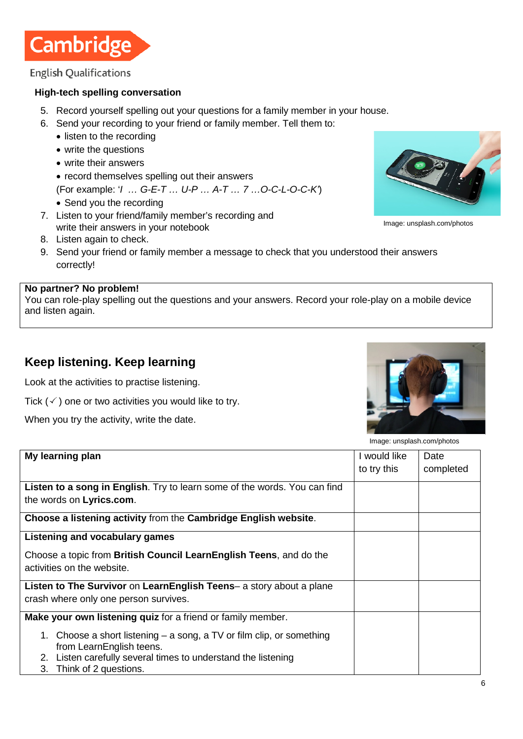**High-tech spelling conversation**

5. Record yourself spelling out your questions for a family member in your house.
6. Send your recording to your friend or family member. Tell them to:
    - listen to the recording
    - write the questions
    - write their answers
    - record themselves spelling out their answers
    
    (For example: '*I … G-E-T … U-P … A-T … 7 …O-C-L-O-C-K*')
    - Send you the recording
7. Listen to your friend/family member's recording and write their answers in your notebook
8. Listen again to check.
9. Send your friend or family member a message to check that you understood their answers correctly!

Image: unsplash.com/photos

**No partner? No problem!**
You can role-play spelling out the questions and your answers. Record your role-play on a mobile device and listen again.

## Keep listening. Keep learning

Look at the activities to practise listening.

Tick (✓) one or two activities you would like to try.

When you try the activity, write the date.

Image: unsplash.com/photos

| **My learning plan** | I would like to try this | Date completed |
|---|---|---|
| **Listen to a song in English**. Try to learn some of the words. You can find the words on **Lyrics.com**. | | |
| **Choose a listening activity** from the **Cambridge English website**. | | |
| **Listening and vocabulary games**<br><br>Choose a topic from **British Council LearnEnglish Teens**, and do the activities on the website. | | |
| **Listen to The Survivor** on **LearnEnglish Teens**– a story about a plane crash where only one person survives. | | |
| **Make your own listening quiz** for a friend or family member.<br><br>1. Choose a short listening – a song, a TV or film clip, or something from LearnEnglish teens.<br>2. Listen carefully several times to understand the listening<br>3. Think of 2 questions. | | |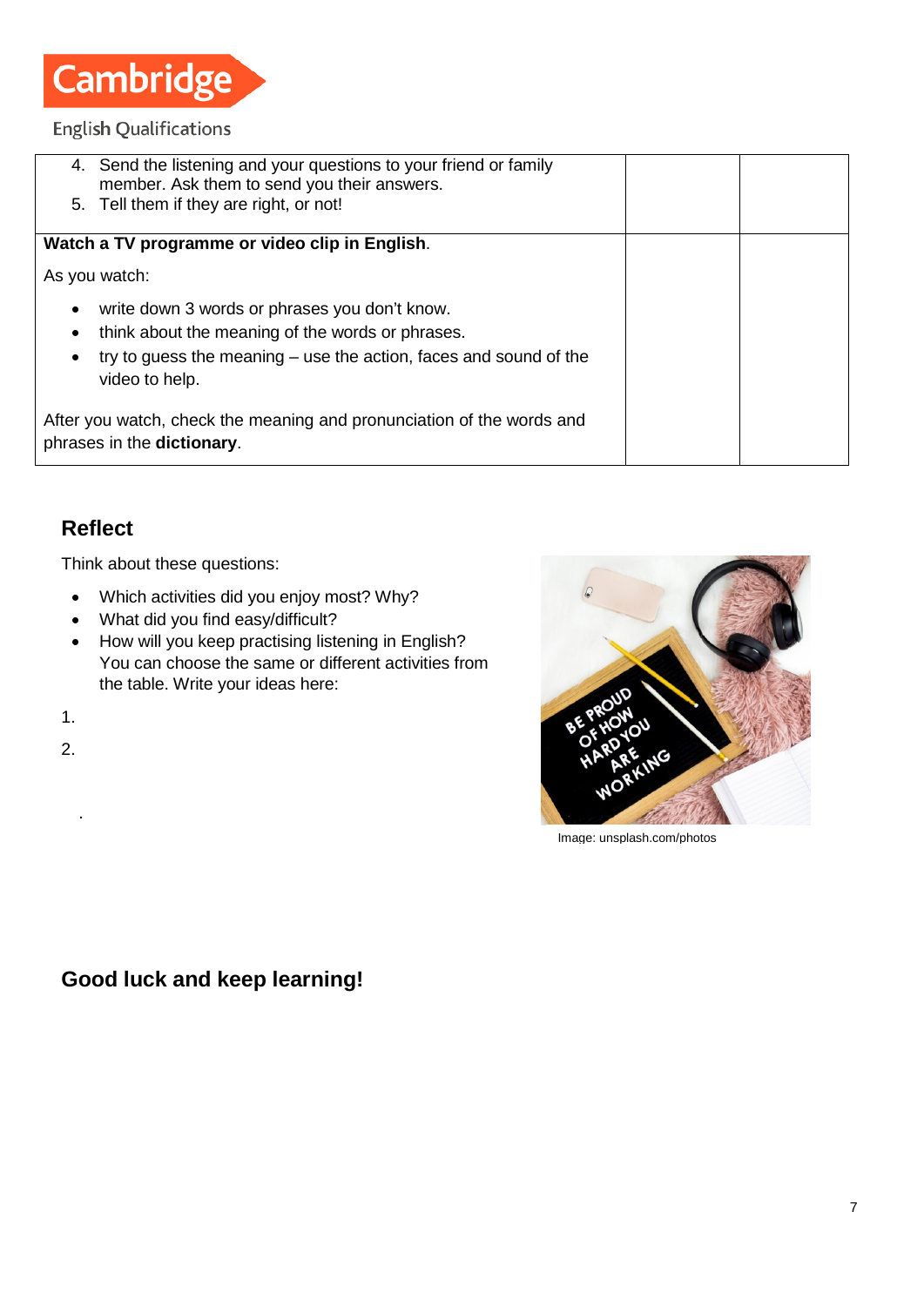| | | |
|---|---|---|
| 4. Send the listening and your questions to your friend or family member. Ask them to send you their answers.<br>5. Tell them if they are right, or not! | | |
| **Watch a TV programme or video clip in English**.<br><br>As you watch:<br><br>• write down 3 words or phrases you don't know.<br>• think about the meaning of the words or phrases.<br>• try to guess the meaning – use the action, faces and sound of the video to help.<br><br>After you watch, check the meaning and pronunciation of the words and phrases in the **dictionary**. | | |

## Reflect

Think about these questions:

- Which activities did you enjoy most? Why?
- What did you find easy/difficult?
- How will you keep practising listening in English? You can choose the same or different activities from the table. Write your ideas here:

1.

2.

Image: unsplash.com/photos

## Good luck and keep learning!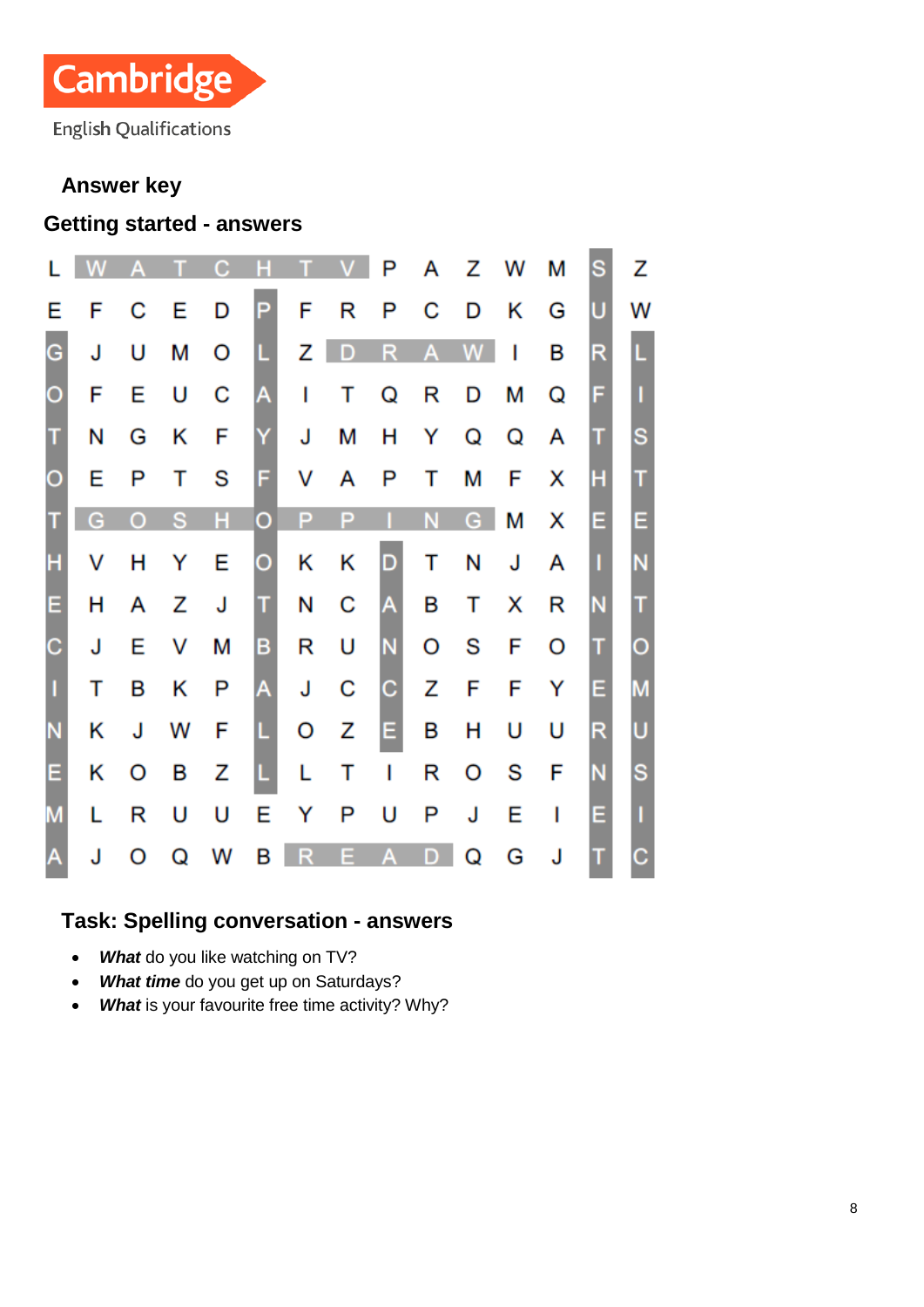Cambridge English Qualifications

## Answer key

## Getting started - answers

| | | | | | | | | | | | | | | |
|---|---|---|---|---|---|---|---|---|---|---|---|---|---|---|
| L | W | A | T | C | H | T | V | P | A | Z | W | M | S | Z |
| E | F | C | E | D | P | F | R | P | C | D | K | G | U | W |
| G | J | U | M | O | L | Z | D | R | A | W | I | B | R | L |
| O | F | E | U | C | A | I | T | Q | R | D | M | Q | F | I |
| T | N | G | K | F | Y | J | M | H | Y | Q | Q | A | T | S |
| O | E | P | T | S | F | V | A | P | T | M | F | X | H | T |
| T | G | O | S | H | O | P | P | I | N | G | M | X | E | E |
| H | V | H | Y | E | O | K | K | D | T | N | J | A | I | N |
| E | H | A | Z | J | T | N | C | A | B | T | X | R | N | T |
| C | J | E | V | M | B | R | U | N | O | S | F | O | T | O |
| I | T | B | K | P | A | J | C | C | Z | F | F | Y | E | M |
| N | K | J | W | F | L | O | Z | E | B | H | U | U | R | U |
| E | K | O | B | Z | L | L | T | I | R | O | S | F | N | S |
| M | L | R | U | U | E | Y | P | U | P | J | E | I | E | I |
| A | J | O | Q | W | B | R | E | A | D | Q | G | J | T | C |

## Task: Spelling conversation - answers

- ***What*** do you like watching on TV?
- ***What time*** do you get up on Saturdays?
- ***What*** is your favourite free time activity? Why?